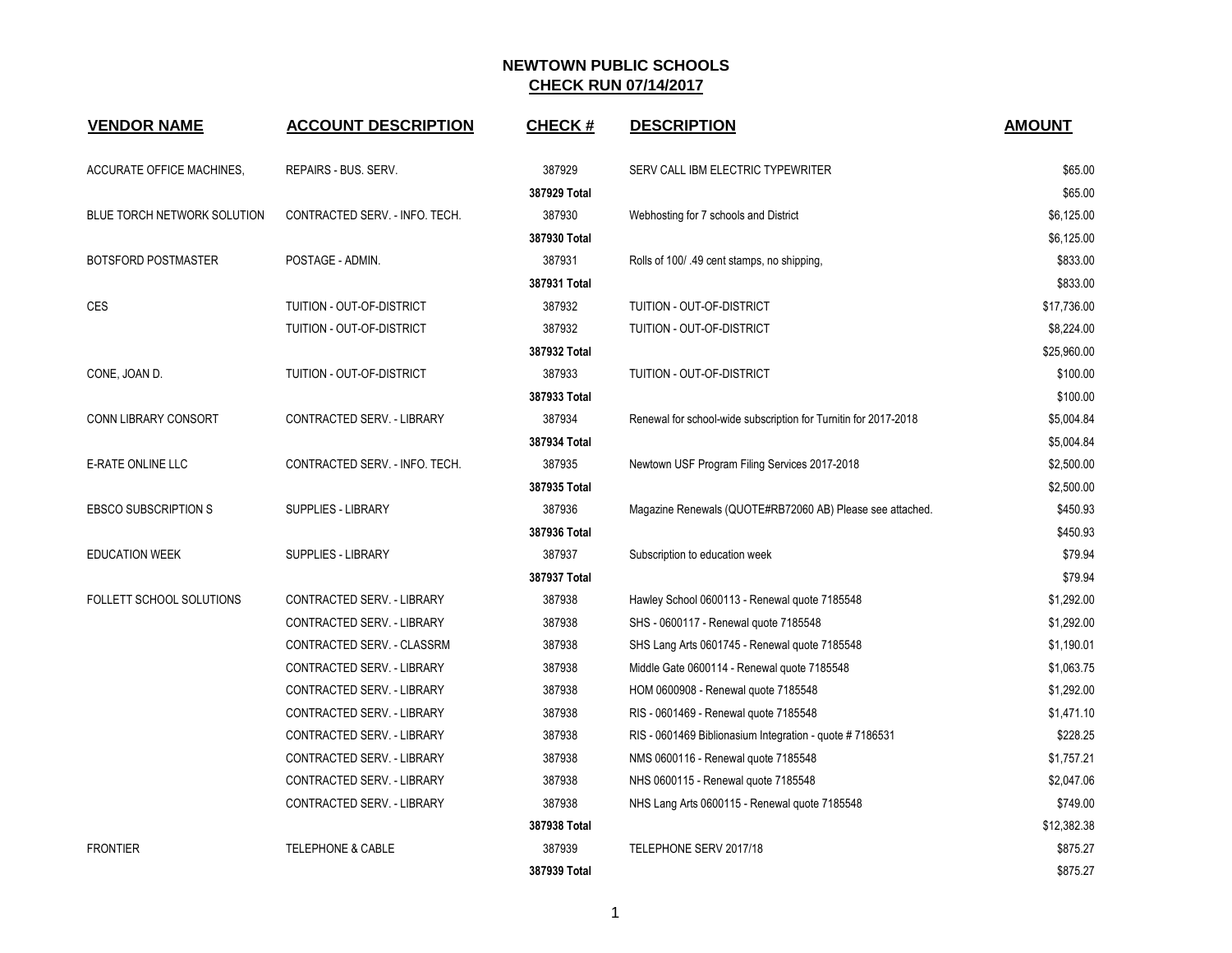# NEWTOWN PUBLIC SCHOOLS

## CHECK RUN 07/14/2017

| VENDOR NAME | ACCOUNT DESCRIPTION | CHECK # | DESCRIPTION | AMOUNT |
|---|---|---|---|---|
| ACCURATE OFFICE MACHINES, | REPAIRS - BUS. SERV. | 387929 | SERV CALL IBM ELECTRIC TYPEWRITER | $65.00 |
| | | **387929 Total** | | $65.00 |
| BLUE TORCH NETWORK SOLUTION | CONTRACTED SERV. - INFO. TECH. | 387930 | Webhosting for 7 schools and District | $6,125.00 |
| | | **387930 Total** | | $6,125.00 |
| BOTSFORD POSTMASTER | POSTAGE - ADMIN. | 387931 | Rolls of 100/ .49 cent stamps, no shipping, | $833.00 |
| | | **387931 Total** | | $833.00 |
| CES | TUITION - OUT-OF-DISTRICT | 387932 | TUITION - OUT-OF-DISTRICT | $17,736.00 |
| | TUITION - OUT-OF-DISTRICT | 387932 | TUITION - OUT-OF-DISTRICT | $8,224.00 |
| | | **387932 Total** | | $25,960.00 |
| CONE, JOAN D. | TUITION - OUT-OF-DISTRICT | 387933 | TUITION - OUT-OF-DISTRICT | $100.00 |
| | | **387933 Total** | | $100.00 |
| CONN LIBRARY CONSORT | CONTRACTED SERV. - LIBRARY | 387934 | Renewal for school-wide subscription for Turnitin for 2017-2018 | $5,004.84 |
| | | **387934 Total** | | $5,004.84 |
| E-RATE ONLINE LLC | CONTRACTED SERV. - INFO. TECH. | 387935 | Newtown USF Program Filing Services 2017-2018 | $2,500.00 |
| | | **387935 Total** | | $2,500.00 |
| EBSCO SUBSCRIPTION S | SUPPLIES - LIBRARY | 387936 | Magazine Renewals (QUOTE#RB72060 AB) Please see attached. | $450.93 |
| | | **387936 Total** | | $450.93 |
| EDUCATION WEEK | SUPPLIES - LIBRARY | 387937 | Subscription to education week | $79.94 |
| | | **387937 Total** | | $79.94 |
| FOLLETT SCHOOL SOLUTIONS | CONTRACTED SERV. - LIBRARY | 387938 | Hawley School 0600113 - Renewal quote 7185548 | $1,292.00 |
| | CONTRACTED SERV. - LIBRARY | 387938 | SHS - 0600117 - Renewal quote 7185548 | $1,292.00 |
| | CONTRACTED SERV. - CLASSRM | 387938 | SHS Lang Arts 0601745 - Renewal quote 7185548 | $1,190.01 |
| | CONTRACTED SERV. - LIBRARY | 387938 | Middle Gate 0600114 - Renewal quote 7185548 | $1,063.75 |
| | CONTRACTED SERV. - LIBRARY | 387938 | HOM 0600908 - Renewal quote 7185548 | $1,292.00 |
| | CONTRACTED SERV. - LIBRARY | 387938 | RIS - 0601469 - Renewal quote 7185548 | $1,471.10 |
| | CONTRACTED SERV. - LIBRARY | 387938 | RIS - 0601469 Biblionasium Integration - quote # 7186531 | $228.25 |
| | CONTRACTED SERV. - LIBRARY | 387938 | NMS 0600116 - Renewal quote 7185548 | $1,757.21 |
| | CONTRACTED SERV. - LIBRARY | 387938 | NHS 0600115 - Renewal quote 7185548 | $2,047.06 |
| | CONTRACTED SERV. - LIBRARY | 387938 | NHS Lang Arts 0600115 - Renewal quote 7185548 | $749.00 |
| | | **387938 Total** | | $12,382.38 |
| FRONTIER | TELEPHONE & CABLE | 387939 | TELEPHONE SERV 2017/18 | $875.27 |
| | | **387939 Total** | | $875.27 |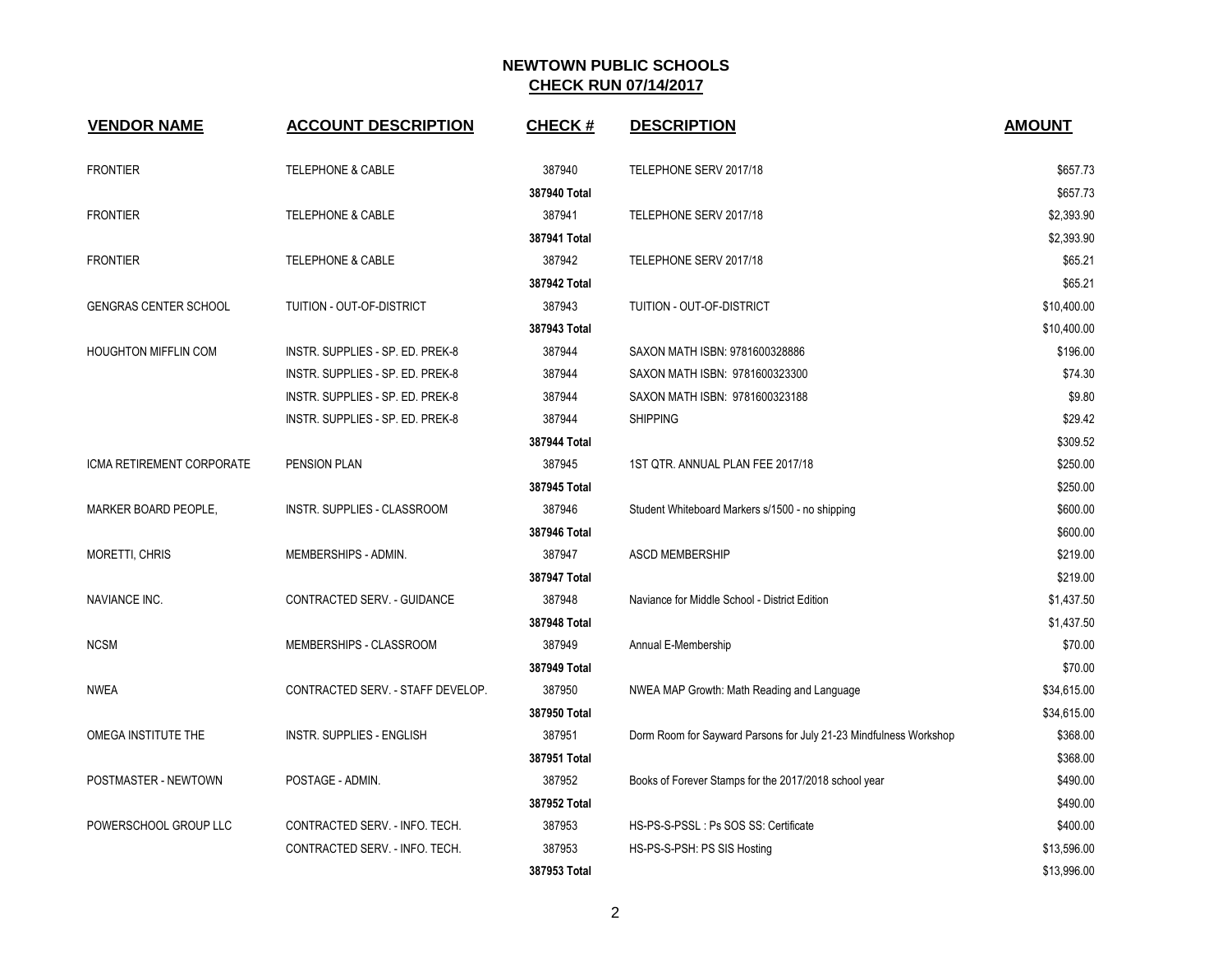# NEWTOWN PUBLIC SCHOOLS

## CHECK RUN 07/14/2017

| VENDOR NAME | ACCOUNT DESCRIPTION | CHECK # | DESCRIPTION | AMOUNT |
|---|---|---|---|---|
| FRONTIER | TELEPHONE & CABLE | 387940 | TELEPHONE SERV 2017/18 | $657.73 |
| | | **387940 Total** | | $657.73 |
| FRONTIER | TELEPHONE & CABLE | 387941 | TELEPHONE SERV 2017/18 | $2,393.90 |
| | | **387941 Total** | | $2,393.90 |
| FRONTIER | TELEPHONE & CABLE | 387942 | TELEPHONE SERV 2017/18 | $65.21 |
| | | **387942 Total** | | $65.21 |
| GENGRAS CENTER SCHOOL | TUITION - OUT-OF-DISTRICT | 387943 | TUITION - OUT-OF-DISTRICT | $10,400.00 |
| | | **387943 Total** | | $10,400.00 |
| HOUGHTON MIFFLIN COM | INSTR. SUPPLIES - SP. ED. PREK-8 | 387944 | SAXON MATH ISBN: 9781600328886 | $196.00 |
| | INSTR. SUPPLIES - SP. ED. PREK-8 | 387944 | SAXON MATH ISBN: 9781600323300 | $74.30 |
| | INSTR. SUPPLIES - SP. ED. PREK-8 | 387944 | SAXON MATH ISBN: 9781600323188 | $9.80 |
| | INSTR. SUPPLIES - SP. ED. PREK-8 | 387944 | SHIPPING | $29.42 |
| | | **387944 Total** | | $309.52 |
| ICMA RETIREMENT CORPORATE | PENSION PLAN | 387945 | 1ST QTR. ANNUAL PLAN FEE 2017/18 | $250.00 |
| | | **387945 Total** | | $250.00 |
| MARKER BOARD PEOPLE, | INSTR. SUPPLIES - CLASSROOM | 387946 | Student Whiteboard Markers s/1500 - no shipping | $600.00 |
| | | **387946 Total** | | $600.00 |
| MORETTI, CHRIS | MEMBERSHIPS - ADMIN. | 387947 | ASCD MEMBERSHIP | $219.00 |
| | | **387947 Total** | | $219.00 |
| NAVIANCE INC. | CONTRACTED SERV. - GUIDANCE | 387948 | Naviance for Middle School - District Edition | $1,437.50 |
| | | **387948 Total** | | $1,437.50 |
| NCSM | MEMBERSHIPS - CLASSROOM | 387949 | Annual E-Membership | $70.00 |
| | | **387949 Total** | | $70.00 |
| NWEA | CONTRACTED SERV. - STAFF DEVELOP. | 387950 | NWEA MAP Growth: Math Reading and Language | $34,615.00 |
| | | **387950 Total** | | $34,615.00 |
| OMEGA INSTITUTE THE | INSTR. SUPPLIES - ENGLISH | 387951 | Dorm Room for Sayward Parsons for July 21-23 Mindfulness Workshop | $368.00 |
| | | **387951 Total** | | $368.00 |
| POSTMASTER - NEWTOWN | POSTAGE - ADMIN. | 387952 | Books of Forever Stamps for the 2017/2018 school year | $490.00 |
| | | **387952 Total** | | $490.00 |
| POWERSCHOOL GROUP LLC | CONTRACTED SERV. - INFO. TECH. | 387953 | HS-PS-S-PSSL : Ps SOS SS: Certificate | $400.00 |
| | CONTRACTED SERV. - INFO. TECH. | 387953 | HS-PS-S-PSH: PS SIS Hosting | $13,596.00 |
| | | **387953 Total** | | $13,996.00 |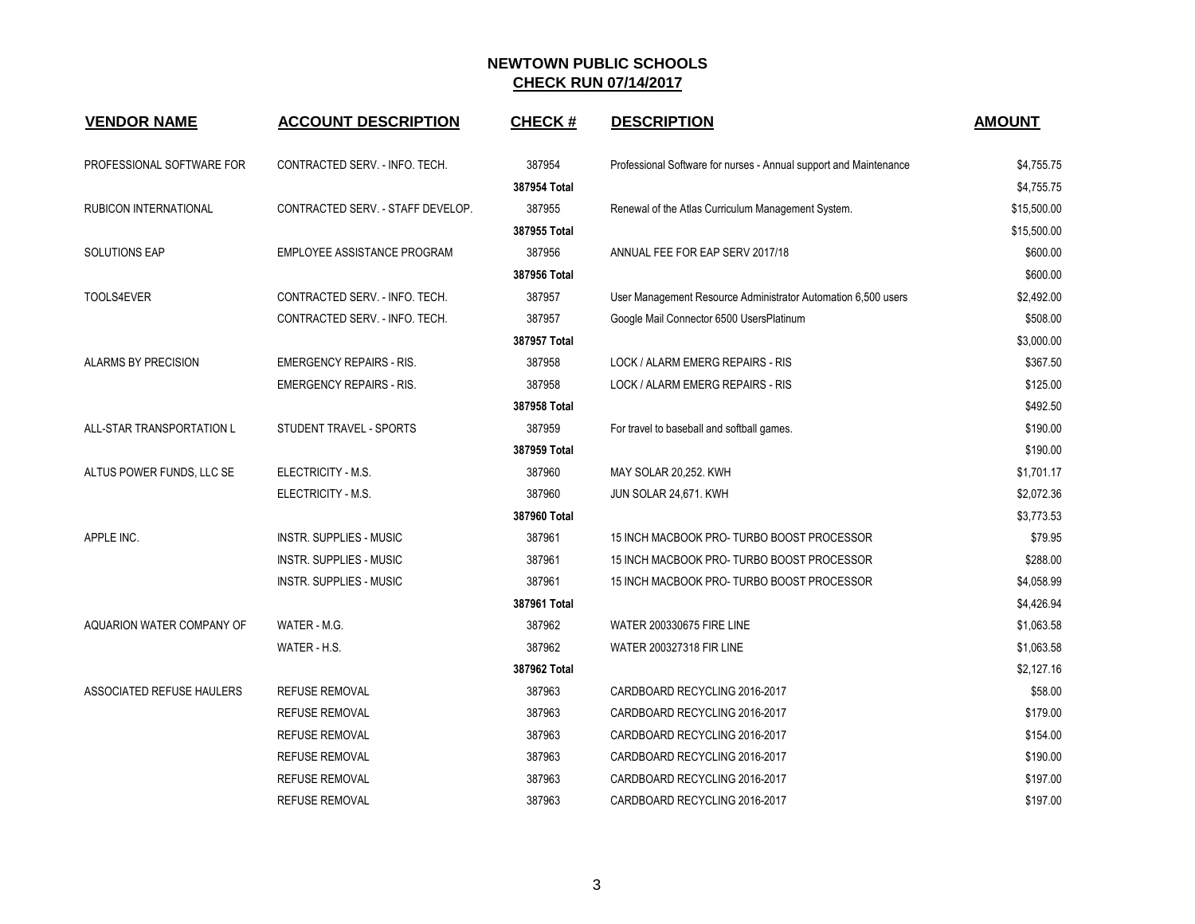# NEWTOWN PUBLIC SCHOOLS

## CHECK RUN 07/14/2017

| VENDOR NAME | ACCOUNT DESCRIPTION | CHECK # | DESCRIPTION | AMOUNT |
|---|---|---|---|---|
| PROFESSIONAL SOFTWARE FOR | CONTRACTED SERV. - INFO. TECH. | 387954 | Professional Software for nurses - Annual support and Maintenance | $4,755.75 |
| | | **387954 Total** | | $4,755.75 |
| RUBICON INTERNATIONAL | CONTRACTED SERV. - STAFF DEVELOP. | 387955 | Renewal of the Atlas Curriculum Management System. | $15,500.00 |
| | | **387955 Total** | | $15,500.00 |
| SOLUTIONS EAP | EMPLOYEE ASSISTANCE PROGRAM | 387956 | ANNUAL FEE FOR EAP SERV 2017/18 | $600.00 |
| | | **387956 Total** | | $600.00 |
| TOOLS4EVER | CONTRACTED SERV. - INFO. TECH. | 387957 | User Management Resource Administrator Automation 6,500 users | $2,492.00 |
| | CONTRACTED SERV. - INFO. TECH. | 387957 | Google Mail Connector 6500 UsersPlatinum | $508.00 |
| | | **387957 Total** | | $3,000.00 |
| ALARMS BY PRECISION | EMERGENCY REPAIRS - RIS. | 387958 | LOCK / ALARM EMERG REPAIRS - RIS | $367.50 |
| | EMERGENCY REPAIRS - RIS. | 387958 | LOCK / ALARM EMERG REPAIRS - RIS | $125.00 |
| | | **387958 Total** | | $492.50 |
| ALL-STAR TRANSPORTATION L | STUDENT TRAVEL - SPORTS | 387959 | For travel to baseball and softball games. | $190.00 |
| | | **387959 Total** | | $190.00 |
| ALTUS POWER FUNDS, LLC SE | ELECTRICITY - M.S. | 387960 | MAY SOLAR 20,252. KWH | $1,701.17 |
| | ELECTRICITY - M.S. | 387960 | JUN SOLAR 24,671. KWH | $2,072.36 |
| | | **387960 Total** | | $3,773.53 |
| APPLE INC. | INSTR. SUPPLIES - MUSIC | 387961 | 15 INCH MACBOOK PRO- TURBO BOOST PROCESSOR | $79.95 |
| | INSTR. SUPPLIES - MUSIC | 387961 | 15 INCH MACBOOK PRO- TURBO BOOST PROCESSOR | $288.00 |
| | INSTR. SUPPLIES - MUSIC | 387961 | 15 INCH MACBOOK PRO- TURBO BOOST PROCESSOR | $4,058.99 |
| | | **387961 Total** | | $4,426.94 |
| AQUARION WATER COMPANY OF | WATER - M.G. | 387962 | WATER 200330675 FIRE LINE | $1,063.58 |
| | WATER - H.S. | 387962 | WATER 200327318 FIR LINE | $1,063.58 |
| | | **387962 Total** | | $2,127.16 |
| ASSOCIATED REFUSE HAULERS | REFUSE REMOVAL | 387963 | CARDBOARD RECYCLING 2016-2017 | $58.00 |
| | REFUSE REMOVAL | 387963 | CARDBOARD RECYCLING 2016-2017 | $179.00 |
| | REFUSE REMOVAL | 387963 | CARDBOARD RECYCLING 2016-2017 | $154.00 |
| | REFUSE REMOVAL | 387963 | CARDBOARD RECYCLING 2016-2017 | $190.00 |
| | REFUSE REMOVAL | 387963 | CARDBOARD RECYCLING 2016-2017 | $197.00 |
| | REFUSE REMOVAL | 387963 | CARDBOARD RECYCLING 2016-2017 | $197.00 |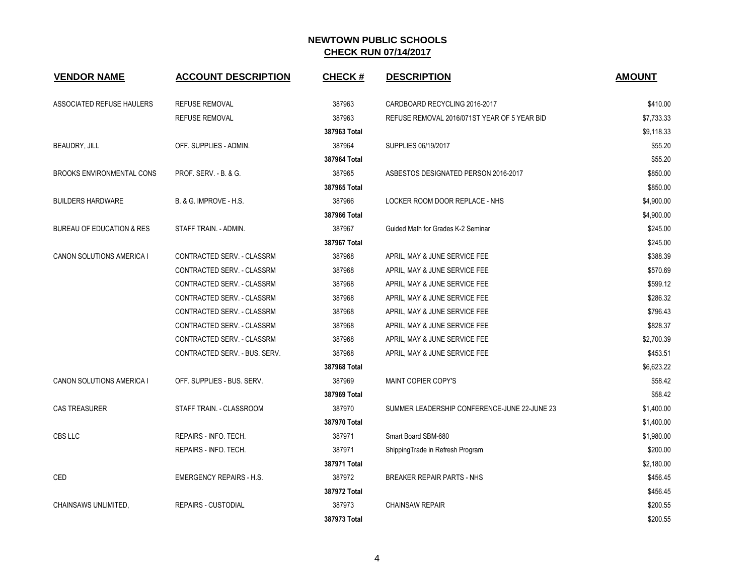# NEWTOWN PUBLIC SCHOOLS

## CHECK RUN 07/14/2017

| VENDOR NAME | ACCOUNT DESCRIPTION | CHECK # | DESCRIPTION | AMOUNT |
|---|---|---|---|---|
| ASSOCIATED REFUSE HAULERS | REFUSE REMOVAL | 387963 | CARDBOARD RECYCLING 2016-2017 | $410.00 |
| | REFUSE REMOVAL | 387963 | REFUSE REMOVAL 2016/071ST YEAR OF 5 YEAR BID | $7,733.33 |
| | | **387963 Total** | | $9,118.33 |
| BEAUDRY, JILL | OFF. SUPPLIES - ADMIN. | 387964 | SUPPLIES 06/19/2017 | $55.20 |
| | | **387964 Total** | | $55.20 |
| BROOKS ENVIRONMENTAL CONS | PROF. SERV. - B. & G. | 387965 | ASBESTOS DESIGNATED PERSON 2016-2017 | $850.00 |
| | | **387965 Total** | | $850.00 |
| BUILDERS HARDWARE | B. & G. IMPROVE - H.S. | 387966 | LOCKER ROOM DOOR REPLACE - NHS | $4,900.00 |
| | | **387966 Total** | | $4,900.00 |
| BUREAU OF EDUCATION & RES | STAFF TRAIN. - ADMIN. | 387967 | Guided Math for Grades K-2 Seminar | $245.00 |
| | | **387967 Total** | | $245.00 |
| CANON SOLUTIONS AMERICA I | CONTRACTED SERV. - CLASSRM | 387968 | APRIL, MAY & JUNE SERVICE FEE | $388.39 |
| | CONTRACTED SERV. - CLASSRM | 387968 | APRIL, MAY & JUNE SERVICE FEE | $570.69 |
| | CONTRACTED SERV. - CLASSRM | 387968 | APRIL, MAY & JUNE SERVICE FEE | $599.12 |
| | CONTRACTED SERV. - CLASSRM | 387968 | APRIL, MAY & JUNE SERVICE FEE | $286.32 |
| | CONTRACTED SERV. - CLASSRM | 387968 | APRIL, MAY & JUNE SERVICE FEE | $796.43 |
| | CONTRACTED SERV. - CLASSRM | 387968 | APRIL, MAY & JUNE SERVICE FEE | $828.37 |
| | CONTRACTED SERV. - CLASSRM | 387968 | APRIL, MAY & JUNE SERVICE FEE | $2,700.39 |
| | CONTRACTED SERV. - BUS. SERV. | 387968 | APRIL, MAY & JUNE SERVICE FEE | $453.51 |
| | | **387968 Total** | | $6,623.22 |
| CANON SOLUTIONS AMERICA I | OFF. SUPPLIES - BUS. SERV. | 387969 | MAINT COPIER COPY'S | $58.42 |
| | | **387969 Total** | | $58.42 |
| CAS TREASURER | STAFF TRAIN. - CLASSROOM | 387970 | SUMMER LEADERSHIP CONFERENCE-JUNE 22-JUNE 23 | $1,400.00 |
| | | **387970 Total** | | $1,400.00 |
| CBS LLC | REPAIRS - INFO. TECH. | 387971 | Smart Board SBM-680 | $1,980.00 |
| | REPAIRS - INFO. TECH. | 387971 | ShippingTrade in Refresh Program | $200.00 |
| | | **387971 Total** | | $2,180.00 |
| CED | EMERGENCY REPAIRS - H.S. | 387972 | BREAKER REPAIR PARTS - NHS | $456.45 |
| | | **387972 Total** | | $456.45 |
| CHAINSAWS UNLIMITED, | REPAIRS - CUSTODIAL | 387973 | CHAINSAW REPAIR | $200.55 |
| | | **387973 Total** | | $200.55 |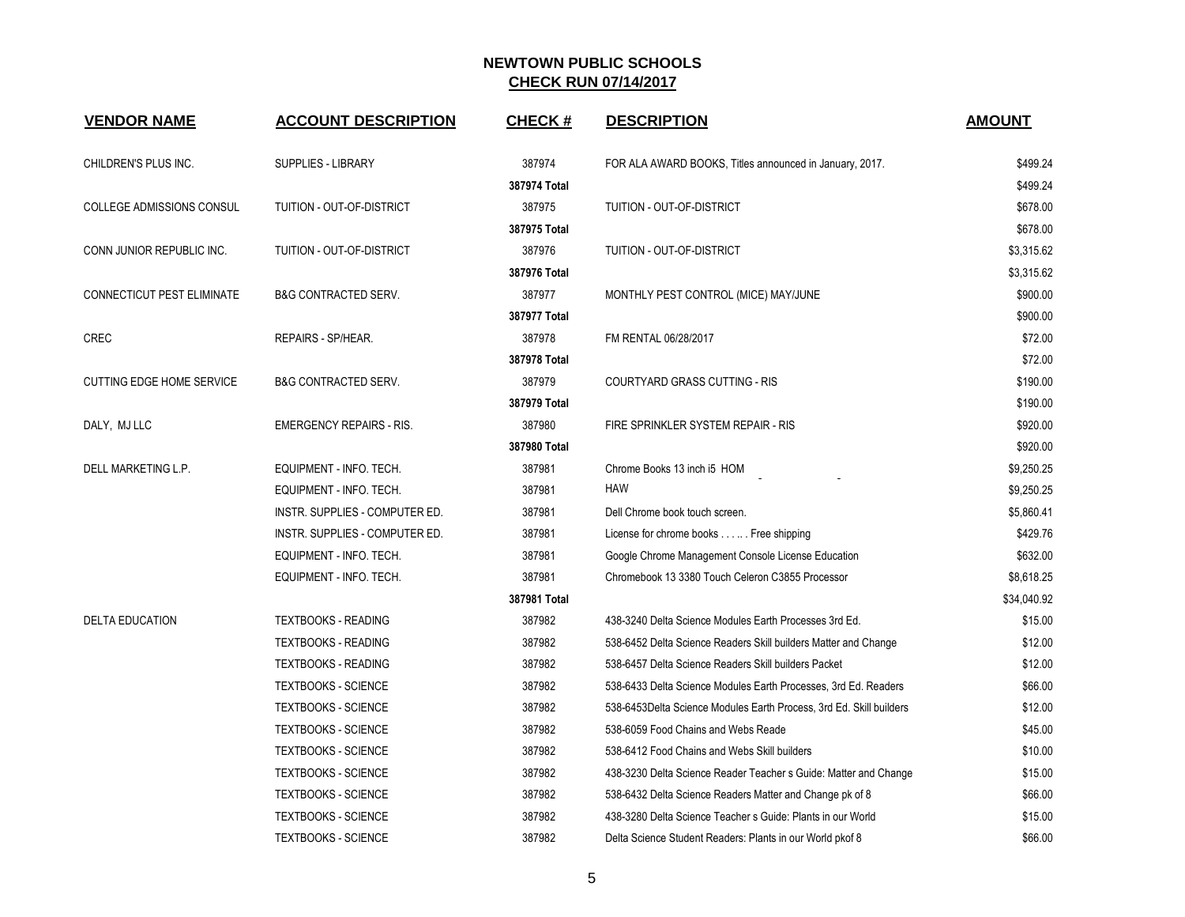# NEWTOWN PUBLIC SCHOOLS

## CHECK RUN 07/14/2017

| VENDOR NAME | ACCOUNT DESCRIPTION | CHECK # | DESCRIPTION | AMOUNT |
|---|---|---|---|---|
| CHILDREN'S PLUS INC. | SUPPLIES - LIBRARY | 387974 | FOR ALA AWARD BOOKS, Titles announced in January, 2017. | $499.24 |
| | | **387974 Total** | | $499.24 |
| COLLEGE ADMISSIONS CONSUL | TUITION - OUT-OF-DISTRICT | 387975 | TUITION - OUT-OF-DISTRICT | $678.00 |
| | | **387975 Total** | | $678.00 |
| CONN JUNIOR REPUBLIC INC. | TUITION - OUT-OF-DISTRICT | 387976 | TUITION - OUT-OF-DISTRICT | $3,315.62 |
| | | **387976 Total** | | $3,315.62 |
| CONNECTICUT PEST ELIMINATE | B&G CONTRACTED SERV. | 387977 | MONTHLY PEST CONTROL (MICE) MAY/JUNE | $900.00 |
| | | **387977 Total** | | $900.00 |
| CREC | REPAIRS - SP/HEAR. | 387978 | FM RENTAL 06/28/2017 | $72.00 |
| | | **387978 Total** | | $72.00 |
| CUTTING EDGE HOME SERVICE | B&G CONTRACTED SERV. | 387979 | COURTYARD GRASS CUTTING - RIS | $190.00 |
| | | **387979 Total** | | $190.00 |
| DALY, MJ LLC | EMERGENCY REPAIRS - RIS. | 387980 | FIRE SPRINKLER SYSTEM REPAIR - RIS | $920.00 |
| | | **387980 Total** | | $920.00 |
| DELL MARKETING L.P. | EQUIPMENT - INFO. TECH. | 387981 | Chrome Books 13 inch i5 HOM | $9,250.25 |
| | EQUIPMENT - INFO. TECH. | 387981 | HAW | $9,250.25 |
| | INSTR. SUPPLIES - COMPUTER ED. | 387981 | Dell Chrome book touch screen. | $5,860.41 |
| | INSTR. SUPPLIES - COMPUTER ED. | 387981 | License for chrome books . . . .. . Free shipping | $429.76 |
| | EQUIPMENT - INFO. TECH. | 387981 | Google Chrome Management Console License Education | $632.00 |
| | EQUIPMENT - INFO. TECH. | 387981 | Chromebook 13 3380 Touch Celeron C3855 Processor | $8,618.25 |
| | | **387981 Total** | | $34,040.92 |
| DELTA EDUCATION | TEXTBOOKS - READING | 387982 | 438-3240 Delta Science Modules Earth Processes 3rd Ed. | $15.00 |
| | TEXTBOOKS - READING | 387982 | 538-6452 Delta Science Readers Skill builders Matter and Change | $12.00 |
| | TEXTBOOKS - READING | 387982 | 538-6457 Delta Science Readers Skill builders Packet | $12.00 |
| | TEXTBOOKS - SCIENCE | 387982 | 538-6433 Delta Science Modules Earth Processes, 3rd Ed. Readers | $66.00 |
| | TEXTBOOKS - SCIENCE | 387982 | 538-6453Delta Science Modules Earth Process, 3rd Ed. Skill builders | $12.00 |
| | TEXTBOOKS - SCIENCE | 387982 | 538-6059 Food Chains and Webs Reade | $45.00 |
| | TEXTBOOKS - SCIENCE | 387982 | 538-6412 Food Chains and Webs Skill builders | $10.00 |
| | TEXTBOOKS - SCIENCE | 387982 | 438-3230 Delta Science Reader Teacher s Guide: Matter and Change | $15.00 |
| | TEXTBOOKS - SCIENCE | 387982 | 538-6432 Delta Science Readers Matter and Change pk of 8 | $66.00 |
| | TEXTBOOKS - SCIENCE | 387982 | 438-3280 Delta Science Teacher s Guide: Plants in our World | $15.00 |
| | TEXTBOOKS - SCIENCE | 387982 | Delta Science Student Readers: Plants in our World pkof 8 | $66.00 |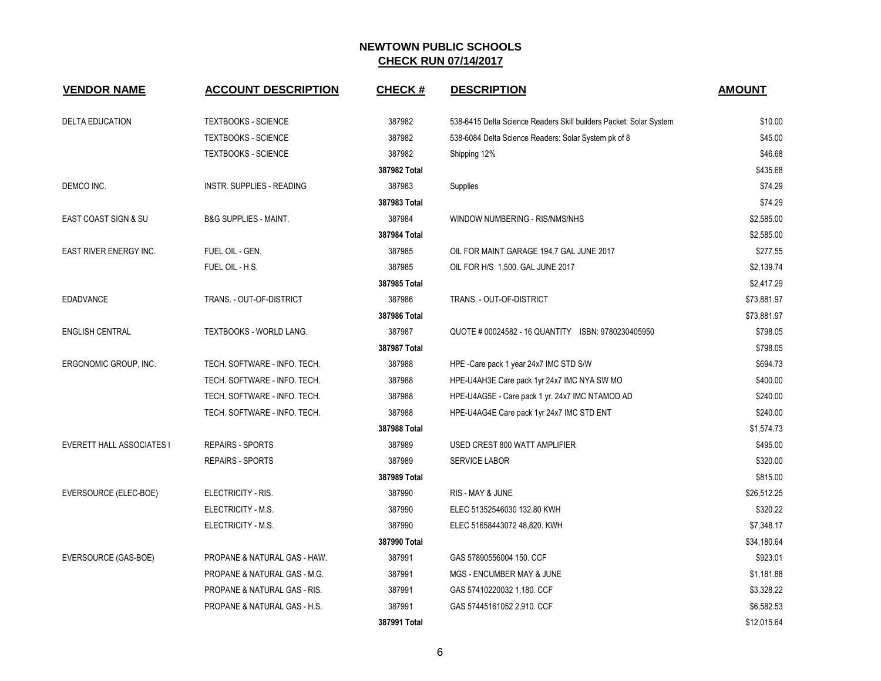## NEWTOWN PUBLIC SCHOOLS

## CHECK RUN 07/14/2017

| VENDOR NAME | ACCOUNT DESCRIPTION | CHECK # | DESCRIPTION | AMOUNT |
|---|---|---|---|---|
| DELTA EDUCATION | TEXTBOOKS - SCIENCE | 387982 | 538-6415 Delta Science Readers Skill builders Packet: Solar System | $10.00 |
| | TEXTBOOKS - SCIENCE | 387982 | 538-6084 Delta Science Readers: Solar System pk of 8 | $45.00 |
| | TEXTBOOKS - SCIENCE | 387982 | Shipping 12% | $46.68 |
| | | 387982 Total | | $435.68 |
| DEMCO INC. | INSTR. SUPPLIES - READING | 387983 | Supplies | $74.29 |
| | | 387983 Total | | $74.29 |
| EAST COAST SIGN & SU | B&G SUPPLIES - MAINT. | 387984 | WINDOW NUMBERING - RIS/NMS/NHS | $2,585.00 |
| | | 387984 Total | | $2,585.00 |
| EAST RIVER ENERGY INC. | FUEL OIL - GEN. | 387985 | OIL FOR MAINT GARAGE 194.7 GAL JUNE 2017 | $277.55 |
| | FUEL OIL - H.S. | 387985 | OIL FOR H/S 1,500. GAL JUNE 2017 | $2,139.74 |
| | | 387985 Total | | $2,417.29 |
| EDADVANCE | TRANS. - OUT-OF-DISTRICT | 387986 | TRANS. - OUT-OF-DISTRICT | $73,881.97 |
| | | 387986 Total | | $73,881.97 |
| ENGLISH CENTRAL | TEXTBOOKS - WORLD LANG. | 387987 | QUOTE # 00024582 - 16 QUANTITY ISBN: 9780230405950 | $798.05 |
| | | 387987 Total | | $798.05 |
| ERGONOMIC GROUP, INC. | TECH. SOFTWARE - INFO. TECH. | 387988 | HPE -Care pack 1 year 24x7 IMC STD S/W | $694.73 |
| | TECH. SOFTWARE - INFO. TECH. | 387988 | HPE-U4AH3E Care pack 1yr 24x7 IMC NYA SW MO | $400.00 |
| | TECH. SOFTWARE - INFO. TECH. | 387988 | HPE-U4AG5E - Care pack 1 yr. 24x7 IMC NTAMOD AD | $240.00 |
| | TECH. SOFTWARE - INFO. TECH. | 387988 | HPE-U4AG4E Care pack 1yr 24x7 IMC STD ENT | $240.00 |
| | | 387988 Total | | $1,574.73 |
| EVERETT HALL ASSOCIATES I | REPAIRS - SPORTS | 387989 | USED CREST 800 WATT AMPLIFIER | $495.00 |
| | REPAIRS - SPORTS | 387989 | SERVICE LABOR | $320.00 |
| | | 387989 Total | | $815.00 |
| EVERSOURCE (ELEC-BOE) | ELECTRICITY - RIS. | 387990 | RIS - MAY & JUNE | $26,512.25 |
| | ELECTRICITY - M.S. | 387990 | ELEC 51352546030 132.80 KWH | $320.22 |
| | ELECTRICITY - M.S. | 387990 | ELEC 51658443072 48,820. KWH | $7,348.17 |
| | | 387990 Total | | $34,180.64 |
| EVERSOURCE (GAS-BOE) | PROPANE & NATURAL GAS - HAW. | 387991 | GAS 57890556004 150. CCF | $923.01 |
| | PROPANE & NATURAL GAS - M.G. | 387991 | MGS - ENCUMBER MAY & JUNE | $1,181.88 |
| | PROPANE & NATURAL GAS - RIS. | 387991 | GAS 57410220032 1,180. CCF | $3,328.22 |
| | PROPANE & NATURAL GAS - H.S. | 387991 | GAS 57445161052 2,910. CCF | $6,582.53 |
| | | 387991 Total | | $12,015.64 |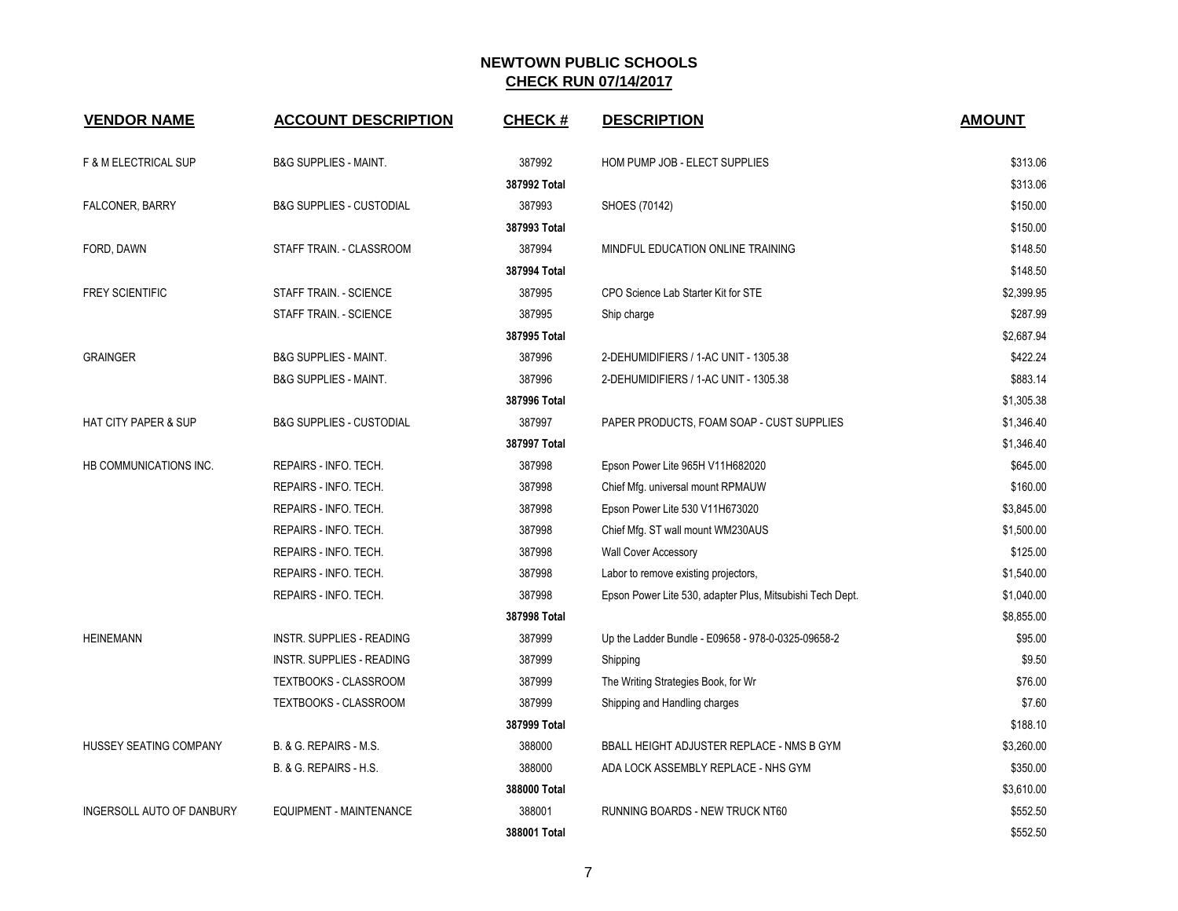## NEWTOWN PUBLIC SCHOOLS
## CHECK RUN 07/14/2017

| VENDOR NAME | ACCOUNT DESCRIPTION | CHECK # | DESCRIPTION | AMOUNT |
|---|---|---|---|---|
| F & M ELECTRICAL SUP | B&G SUPPLIES - MAINT. | 387992 | HOM PUMP JOB - ELECT SUPPLIES | $313.06 |
| | | **387992 Total** | | $313.06 |
| FALCONER, BARRY | B&G SUPPLIES - CUSTODIAL | 387993 | SHOES (70142) | $150.00 |
| | | **387993 Total** | | $150.00 |
| FORD, DAWN | STAFF TRAIN. - CLASSROOM | 387994 | MINDFUL EDUCATION ONLINE TRAINING | $148.50 |
| | | **387994 Total** | | $148.50 |
| FREY SCIENTIFIC | STAFF TRAIN. - SCIENCE | 387995 | CPO Science Lab Starter Kit for STE | $2,399.95 |
| | STAFF TRAIN. - SCIENCE | 387995 | Ship charge | $287.99 |
| | | **387995 Total** | | $2,687.94 |
| GRAINGER | B&G SUPPLIES - MAINT. | 387996 | 2-DEHUMIDIFIERS / 1-AC UNIT - 1305.38 | $422.24 |
| | B&G SUPPLIES - MAINT. | 387996 | 2-DEHUMIDIFIERS / 1-AC UNIT - 1305.38 | $883.14 |
| | | **387996 Total** | | $1,305.38 |
| HAT CITY PAPER & SUP | B&G SUPPLIES - CUSTODIAL | 387997 | PAPER PRODUCTS, FOAM SOAP - CUST SUPPLIES | $1,346.40 |
| | | **387997 Total** | | $1,346.40 |
| HB COMMUNICATIONS INC. | REPAIRS - INFO. TECH. | 387998 | Epson Power Lite 965H V11H682020 | $645.00 |
| | REPAIRS - INFO. TECH. | 387998 | Chief Mfg. universal mount RPMAUW | $160.00 |
| | REPAIRS - INFO. TECH. | 387998 | Epson Power Lite 530 V11H673020 | $3,845.00 |
| | REPAIRS - INFO. TECH. | 387998 | Chief Mfg. ST wall mount WM230AUS | $1,500.00 |
| | REPAIRS - INFO. TECH. | 387998 | Wall Cover Accessory | $125.00 |
| | REPAIRS - INFO. TECH. | 387998 | Labor to remove existing projectors, | $1,540.00 |
| | REPAIRS - INFO. TECH. | 387998 | Epson Power Lite 530, adapter Plus, Mitsubishi Tech Dept. | $1,040.00 |
| | | **387998 Total** | | $8,855.00 |
| HEINEMANN | INSTR. SUPPLIES - READING | 387999 | Up the Ladder Bundle - E09658 - 978-0-0325-09658-2 | $95.00 |
| | INSTR. SUPPLIES - READING | 387999 | Shipping | $9.50 |
| | TEXTBOOKS - CLASSROOM | 387999 | The Writing Strategies Book, for Wr | $76.00 |
| | TEXTBOOKS - CLASSROOM | 387999 | Shipping and Handling charges | $7.60 |
| | | **387999 Total** | | $188.10 |
| HUSSEY SEATING COMPANY | B. & G. REPAIRS - M.S. | 388000 | BBALL HEIGHT ADJUSTER REPLACE - NMS B GYM | $3,260.00 |
| | B. & G. REPAIRS - H.S. | 388000 | ADA LOCK ASSEMBLY REPLACE - NHS GYM | $350.00 |
| | | **388000 Total** | | $3,610.00 |
| INGERSOLL AUTO OF DANBURY | EQUIPMENT - MAINTENANCE | 388001 | RUNNING BOARDS - NEW TRUCK NT60 | $552.50 |
| | | **388001 Total** | | $552.50 |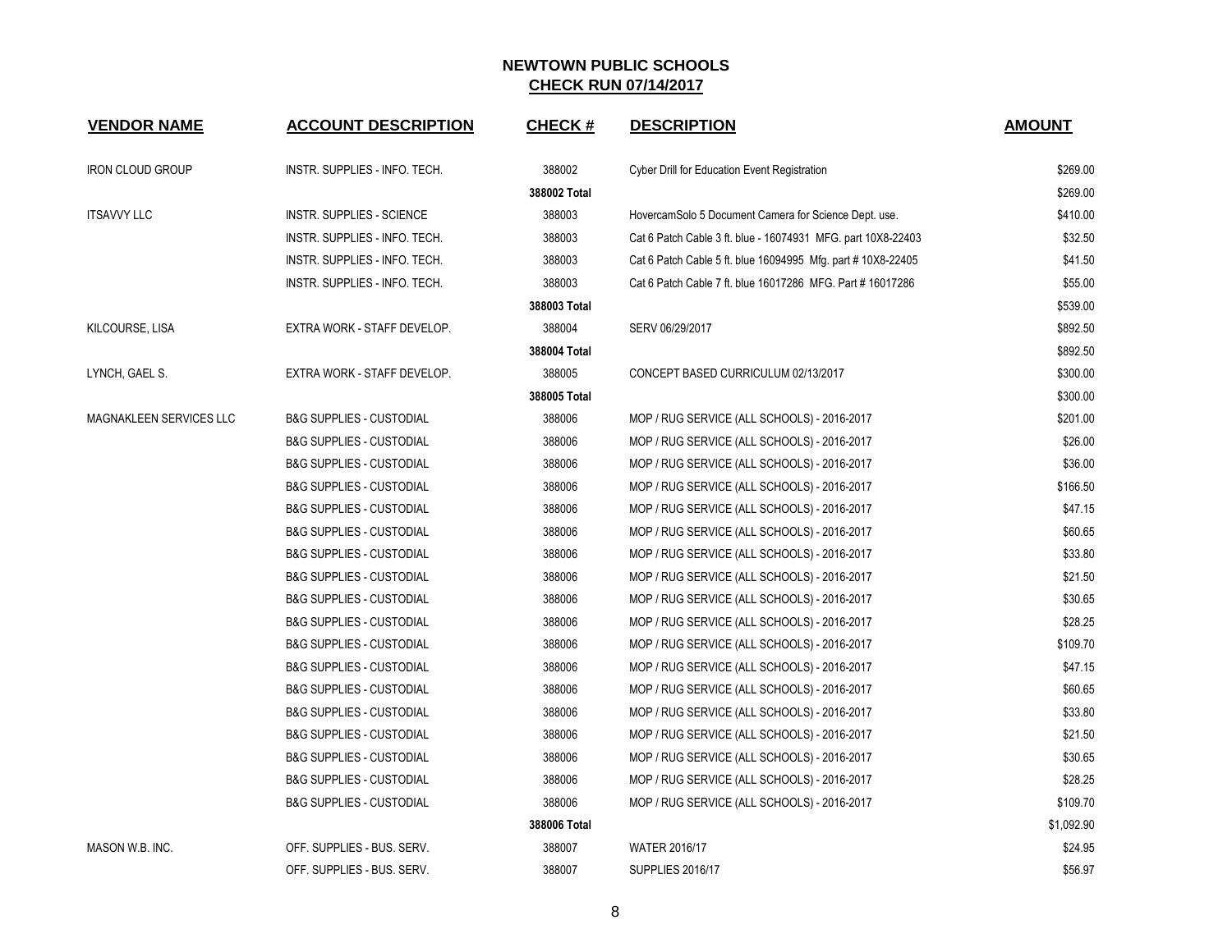# NEWTOWN PUBLIC SCHOOLS

## CHECK RUN 07/14/2017

| VENDOR NAME | ACCOUNT DESCRIPTION | CHECK # | DESCRIPTION | AMOUNT |
|---|---|---|---|---|
| IRON CLOUD GROUP | INSTR. SUPPLIES - INFO. TECH. | 388002 | Cyber Drill for Education Event Registration | $269.00 |
| | | **388002 Total** | | $269.00 |
| ITSAVVY LLC | INSTR. SUPPLIES - SCIENCE | 388003 | HovercamSolo 5 Document Camera for Science Dept. use. | $410.00 |
| | INSTR. SUPPLIES - INFO. TECH. | 388003 | Cat 6 Patch Cable 3 ft. blue - 16074931 MFG. part 10X8-22403 | $32.50 |
| | INSTR. SUPPLIES - INFO. TECH. | 388003 | Cat 6 Patch Cable 5 ft. blue 16094995 Mfg. part # 10X8-22405 | $41.50 |
| | INSTR. SUPPLIES - INFO. TECH. | 388003 | Cat 6 Patch Cable 7 ft. blue 16017286 MFG. Part # 16017286 | $55.00 |
| | | **388003 Total** | | $539.00 |
| KILCOURSE, LISA | EXTRA WORK - STAFF DEVELOP. | 388004 | SERV 06/29/2017 | $892.50 |
| | | **388004 Total** | | $892.50 |
| LYNCH, GAEL S. | EXTRA WORK - STAFF DEVELOP. | 388005 | CONCEPT BASED CURRICULUM 02/13/2017 | $300.00 |
| | | **388005 Total** | | $300.00 |
| MAGNAKLEEN SERVICES LLC | B&G SUPPLIES - CUSTODIAL | 388006 | MOP / RUG SERVICE (ALL SCHOOLS) - 2016-2017 | $201.00 |
| | B&G SUPPLIES - CUSTODIAL | 388006 | MOP / RUG SERVICE (ALL SCHOOLS) - 2016-2017 | $26.00 |
| | B&G SUPPLIES - CUSTODIAL | 388006 | MOP / RUG SERVICE (ALL SCHOOLS) - 2016-2017 | $36.00 |
| | B&G SUPPLIES - CUSTODIAL | 388006 | MOP / RUG SERVICE (ALL SCHOOLS) - 2016-2017 | $166.50 |
| | B&G SUPPLIES - CUSTODIAL | 388006 | MOP / RUG SERVICE (ALL SCHOOLS) - 2016-2017 | $47.15 |
| | B&G SUPPLIES - CUSTODIAL | 388006 | MOP / RUG SERVICE (ALL SCHOOLS) - 2016-2017 | $60.65 |
| | B&G SUPPLIES - CUSTODIAL | 388006 | MOP / RUG SERVICE (ALL SCHOOLS) - 2016-2017 | $33.80 |
| | B&G SUPPLIES - CUSTODIAL | 388006 | MOP / RUG SERVICE (ALL SCHOOLS) - 2016-2017 | $21.50 |
| | B&G SUPPLIES - CUSTODIAL | 388006 | MOP / RUG SERVICE (ALL SCHOOLS) - 2016-2017 | $30.65 |
| | B&G SUPPLIES - CUSTODIAL | 388006 | MOP / RUG SERVICE (ALL SCHOOLS) - 2016-2017 | $28.25 |
| | B&G SUPPLIES - CUSTODIAL | 388006 | MOP / RUG SERVICE (ALL SCHOOLS) - 2016-2017 | $109.70 |
| | B&G SUPPLIES - CUSTODIAL | 388006 | MOP / RUG SERVICE (ALL SCHOOLS) - 2016-2017 | $47.15 |
| | B&G SUPPLIES - CUSTODIAL | 388006 | MOP / RUG SERVICE (ALL SCHOOLS) - 2016-2017 | $60.65 |
| | B&G SUPPLIES - CUSTODIAL | 388006 | MOP / RUG SERVICE (ALL SCHOOLS) - 2016-2017 | $33.80 |
| | B&G SUPPLIES - CUSTODIAL | 388006 | MOP / RUG SERVICE (ALL SCHOOLS) - 2016-2017 | $21.50 |
| | B&G SUPPLIES - CUSTODIAL | 388006 | MOP / RUG SERVICE (ALL SCHOOLS) - 2016-2017 | $30.65 |
| | B&G SUPPLIES - CUSTODIAL | 388006 | MOP / RUG SERVICE (ALL SCHOOLS) - 2016-2017 | $28.25 |
| | B&G SUPPLIES - CUSTODIAL | 388006 | MOP / RUG SERVICE (ALL SCHOOLS) - 2016-2017 | $109.70 |
| | | **388006 Total** | | $1,092.90 |
| MASON W.B. INC. | OFF. SUPPLIES - BUS. SERV. | 388007 | WATER 2016/17 | $24.95 |
| | OFF. SUPPLIES - BUS. SERV. | 388007 | SUPPLIES 2016/17 | $56.97 |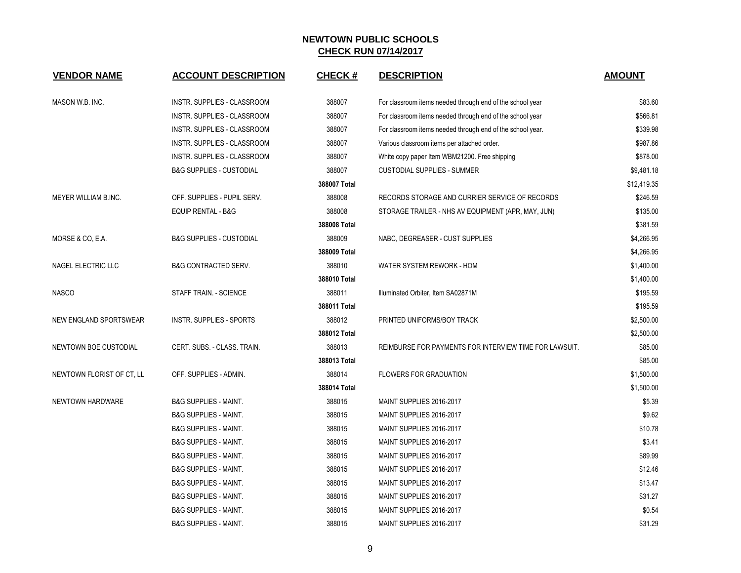# NEWTOWN PUBLIC SCHOOLS

## CHECK RUN 07/14/2017

| VENDOR NAME | ACCOUNT DESCRIPTION | CHECK # | DESCRIPTION | AMOUNT |
|---|---|---|---|---|
| MASON W.B. INC. | INSTR. SUPPLIES - CLASSROOM | 388007 | For classroom items needed through end of the school year | $83.60 |
| | INSTR. SUPPLIES - CLASSROOM | 388007 | For classroom items needed through end of the school year | $566.81 |
| | INSTR. SUPPLIES - CLASSROOM | 388007 | For classroom items needed through end of the school year. | $339.98 |
| | INSTR. SUPPLIES - CLASSROOM | 388007 | Various classroom items per attached order. | $987.86 |
| | INSTR. SUPPLIES - CLASSROOM | 388007 | White copy paper Item WBM21200. Free shipping | $878.00 |
| | B&G SUPPLIES - CUSTODIAL | 388007 | CUSTODIAL SUPPLIES - SUMMER | $9,481.18 |
| | | **388007 Total** | | $12,419.35 |
| MEYER WILLIAM B.INC. | OFF. SUPPLIES - PUPIL SERV. | 388008 | RECORDS STORAGE AND CURRIER SERVICE OF RECORDS | $246.59 |
| | EQUIP RENTAL - B&G | 388008 | STORAGE TRAILER - NHS AV EQUIPMENT (APR, MAY, JUN) | $135.00 |
| | | **388008 Total** | | $381.59 |
| MORSE & CO, E.A. | B&G SUPPLIES - CUSTODIAL | 388009 | NABC, DEGREASER - CUST SUPPLIES | $4,266.95 |
| | | **388009 Total** | | $4,266.95 |
| NAGEL ELECTRIC LLC | B&G CONTRACTED SERV. | 388010 | WATER SYSTEM REWORK - HOM | $1,400.00 |
| | | **388010 Total** | | $1,400.00 |
| NASCO | STAFF TRAIN. - SCIENCE | 388011 | Illuminated Orbiter, Item SA02871M | $195.59 |
| | | **388011 Total** | | $195.59 |
| NEW ENGLAND SPORTSWEAR | INSTR. SUPPLIES - SPORTS | 388012 | PRINTED UNIFORMS/BOY TRACK | $2,500.00 |
| | | **388012 Total** | | $2,500.00 |
| NEWTOWN BOE CUSTODIAL | CERT. SUBS. - CLASS. TRAIN. | 388013 | REIMBURSE FOR PAYMENTS FOR INTERVIEW TIME FOR LAWSUIT. | $85.00 |
| | | **388013 Total** | | $85.00 |
| NEWTOWN FLORIST OF CT, LL | OFF. SUPPLIES - ADMIN. | 388014 | FLOWERS FOR GRADUATION | $1,500.00 |
| | | **388014 Total** | | $1,500.00 |
| NEWTOWN HARDWARE | B&G SUPPLIES - MAINT. | 388015 | MAINT SUPPLIES 2016-2017 | $5.39 |
| | B&G SUPPLIES - MAINT. | 388015 | MAINT SUPPLIES 2016-2017 | $9.62 |
| | B&G SUPPLIES - MAINT. | 388015 | MAINT SUPPLIES 2016-2017 | $10.78 |
| | B&G SUPPLIES - MAINT. | 388015 | MAINT SUPPLIES 2016-2017 | $3.41 |
| | B&G SUPPLIES - MAINT. | 388015 | MAINT SUPPLIES 2016-2017 | $89.99 |
| | B&G SUPPLIES - MAINT. | 388015 | MAINT SUPPLIES 2016-2017 | $12.46 |
| | B&G SUPPLIES - MAINT. | 388015 | MAINT SUPPLIES 2016-2017 | $13.47 |
| | B&G SUPPLIES - MAINT. | 388015 | MAINT SUPPLIES 2016-2017 | $31.27 |
| | B&G SUPPLIES - MAINT. | 388015 | MAINT SUPPLIES 2016-2017 | $0.54 |
| | B&G SUPPLIES - MAINT. | 388015 | MAINT SUPPLIES 2016-2017 | $31.29 |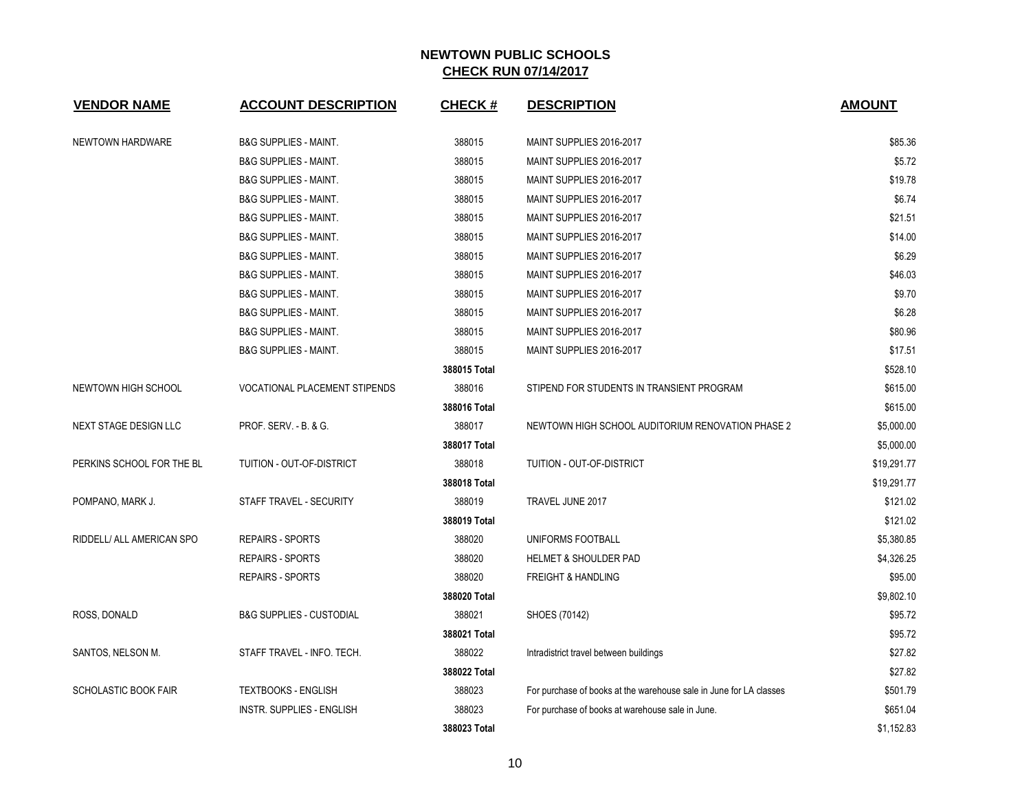# NEWTOWN PUBLIC SCHOOLS

## CHECK RUN 07/14/2017

| VENDOR NAME | ACCOUNT DESCRIPTION | CHECK # | DESCRIPTION | AMOUNT |
|---|---|---|---|---|
| NEWTOWN HARDWARE | B&G SUPPLIES - MAINT. | 388015 | MAINT SUPPLIES 2016-2017 | $85.36 |
| | B&G SUPPLIES - MAINT. | 388015 | MAINT SUPPLIES 2016-2017 | $5.72 |
| | B&G SUPPLIES - MAINT. | 388015 | MAINT SUPPLIES 2016-2017 | $19.78 |
| | B&G SUPPLIES - MAINT. | 388015 | MAINT SUPPLIES 2016-2017 | $6.74 |
| | B&G SUPPLIES - MAINT. | 388015 | MAINT SUPPLIES 2016-2017 | $21.51 |
| | B&G SUPPLIES - MAINT. | 388015 | MAINT SUPPLIES 2016-2017 | $14.00 |
| | B&G SUPPLIES - MAINT. | 388015 | MAINT SUPPLIES 2016-2017 | $6.29 |
| | B&G SUPPLIES - MAINT. | 388015 | MAINT SUPPLIES 2016-2017 | $46.03 |
| | B&G SUPPLIES - MAINT. | 388015 | MAINT SUPPLIES 2016-2017 | $9.70 |
| | B&G SUPPLIES - MAINT. | 388015 | MAINT SUPPLIES 2016-2017 | $6.28 |
| | B&G SUPPLIES - MAINT. | 388015 | MAINT SUPPLIES 2016-2017 | $80.96 |
| | B&G SUPPLIES - MAINT. | 388015 | MAINT SUPPLIES 2016-2017 | $17.51 |
| | | **388015 Total** | | $528.10 |
| NEWTOWN HIGH SCHOOL | VOCATIONAL PLACEMENT STIPENDS | 388016 | STIPEND FOR STUDENTS IN TRANSIENT PROGRAM | $615.00 |
| | | **388016 Total** | | $615.00 |
| NEXT STAGE DESIGN LLC | PROF. SERV. - B. & G. | 388017 | NEWTOWN HIGH SCHOOL AUDITORIUM RENOVATION PHASE 2 | $5,000.00 |
| | | **388017 Total** | | $5,000.00 |
| PERKINS SCHOOL FOR THE BL | TUITION - OUT-OF-DISTRICT | 388018 | TUITION - OUT-OF-DISTRICT | $19,291.77 |
| | | **388018 Total** | | $19,291.77 |
| POMPANO, MARK J. | STAFF TRAVEL - SECURITY | 388019 | TRAVEL JUNE 2017 | $121.02 |
| | | **388019 Total** | | $121.02 |
| RIDDELL/ ALL AMERICAN SPO | REPAIRS - SPORTS | 388020 | UNIFORMS FOOTBALL | $5,380.85 |
| | REPAIRS - SPORTS | 388020 | HELMET & SHOULDER PAD | $4,326.25 |
| | REPAIRS - SPORTS | 388020 | FREIGHT & HANDLING | $95.00 |
| | | **388020 Total** | | $9,802.10 |
| ROSS, DONALD | B&G SUPPLIES - CUSTODIAL | 388021 | SHOES (70142) | $95.72 |
| | | **388021 Total** | | $95.72 |
| SANTOS, NELSON M. | STAFF TRAVEL - INFO. TECH. | 388022 | Intradistrict travel between buildings | $27.82 |
| | | **388022 Total** | | $27.82 |
| SCHOLASTIC BOOK FAIR | TEXTBOOKS - ENGLISH | 388023 | For purchase of books at the warehouse sale in June for LA classes | $501.79 |
| | INSTR. SUPPLIES - ENGLISH | 388023 | For purchase of books at warehouse sale in June. | $651.04 |
| | | **388023 Total** | | $1,152.83 |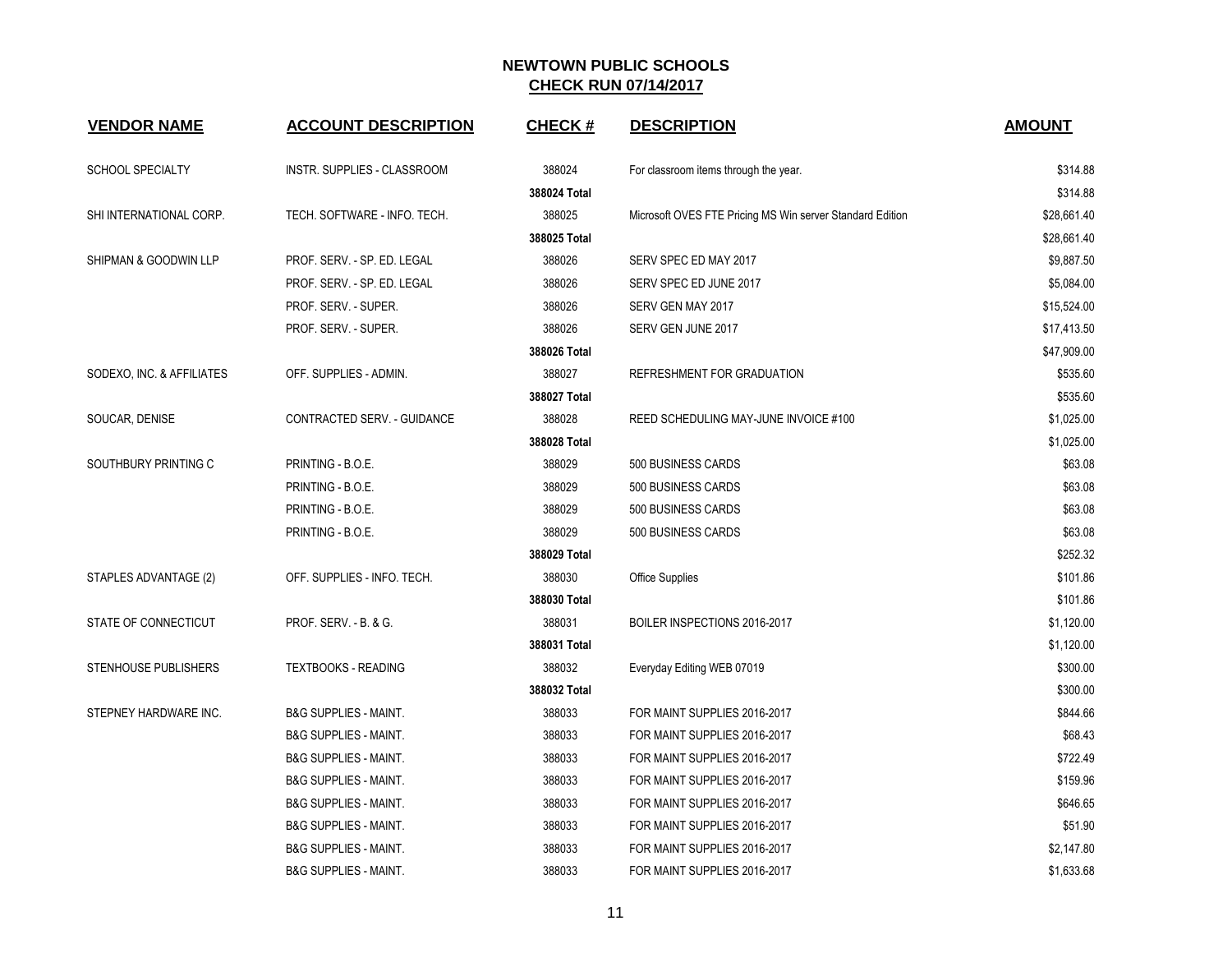## NEWTOWN PUBLIC SCHOOLS
## CHECK RUN 07/14/2017

| VENDOR NAME | ACCOUNT DESCRIPTION | CHECK # | DESCRIPTION | AMOUNT |
|---|---|---|---|---|
| SCHOOL SPECIALTY | INSTR. SUPPLIES - CLASSROOM | 388024 | For classroom items through the year. | $314.88 |
| | | **388024 Total** | | $314.88 |
| SHI INTERNATIONAL CORP. | TECH. SOFTWARE - INFO. TECH. | 388025 | Microsoft OVES FTE Pricing MS Win server Standard Edition | $28,661.40 |
| | | **388025 Total** | | $28,661.40 |
| SHIPMAN & GOODWIN LLP | PROF. SERV. - SP. ED. LEGAL | 388026 | SERV SPEC ED MAY 2017 | $9,887.50 |
| | PROF. SERV. - SP. ED. LEGAL | 388026 | SERV SPEC ED JUNE 2017 | $5,084.00 |
| | PROF. SERV. - SUPER. | 388026 | SERV GEN MAY 2017 | $15,524.00 |
| | PROF. SERV. - SUPER. | 388026 | SERV GEN JUNE 2017 | $17,413.50 |
| | | **388026 Total** | | $47,909.00 |
| SODEXO, INC. & AFFILIATES | OFF. SUPPLIES - ADMIN. | 388027 | REFRESHMENT FOR GRADUATION | $535.60 |
| | | **388027 Total** | | $535.60 |
| SOUCAR, DENISE | CONTRACTED SERV. - GUIDANCE | 388028 | REED SCHEDULING MAY-JUNE INVOICE #100 | $1,025.00 |
| | | **388028 Total** | | $1,025.00 |
| SOUTHBURY PRINTING C | PRINTING - B.O.E. | 388029 | 500 BUSINESS CARDS | $63.08 |
| | PRINTING - B.O.E. | 388029 | 500 BUSINESS CARDS | $63.08 |
| | PRINTING - B.O.E. | 388029 | 500 BUSINESS CARDS | $63.08 |
| | PRINTING - B.O.E. | 388029 | 500 BUSINESS CARDS | $63.08 |
| | | **388029 Total** | | $252.32 |
| STAPLES ADVANTAGE (2) | OFF. SUPPLIES - INFO. TECH. | 388030 | Office Supplies | $101.86 |
| | | **388030 Total** | | $101.86 |
| STATE OF CONNECTICUT | PROF. SERV. - B. & G. | 388031 | BOILER INSPECTIONS 2016-2017 | $1,120.00 |
| | | **388031 Total** | | $1,120.00 |
| STENHOUSE PUBLISHERS | TEXTBOOKS - READING | 388032 | Everyday Editing WEB 07019 | $300.00 |
| | | **388032 Total** | | $300.00 |
| STEPNEY HARDWARE INC. | B&G SUPPLIES - MAINT. | 388033 | FOR MAINT SUPPLIES 2016-2017 | $844.66 |
| | B&G SUPPLIES - MAINT. | 388033 | FOR MAINT SUPPLIES 2016-2017 | $68.43 |
| | B&G SUPPLIES - MAINT. | 388033 | FOR MAINT SUPPLIES 2016-2017 | $722.49 |
| | B&G SUPPLIES - MAINT. | 388033 | FOR MAINT SUPPLIES 2016-2017 | $159.96 |
| | B&G SUPPLIES - MAINT. | 388033 | FOR MAINT SUPPLIES 2016-2017 | $646.65 |
| | B&G SUPPLIES - MAINT. | 388033 | FOR MAINT SUPPLIES 2016-2017 | $51.90 |
| | B&G SUPPLIES - MAINT. | 388033 | FOR MAINT SUPPLIES 2016-2017 | $2,147.80 |
| | B&G SUPPLIES - MAINT. | 388033 | FOR MAINT SUPPLIES 2016-2017 | $1,633.68 |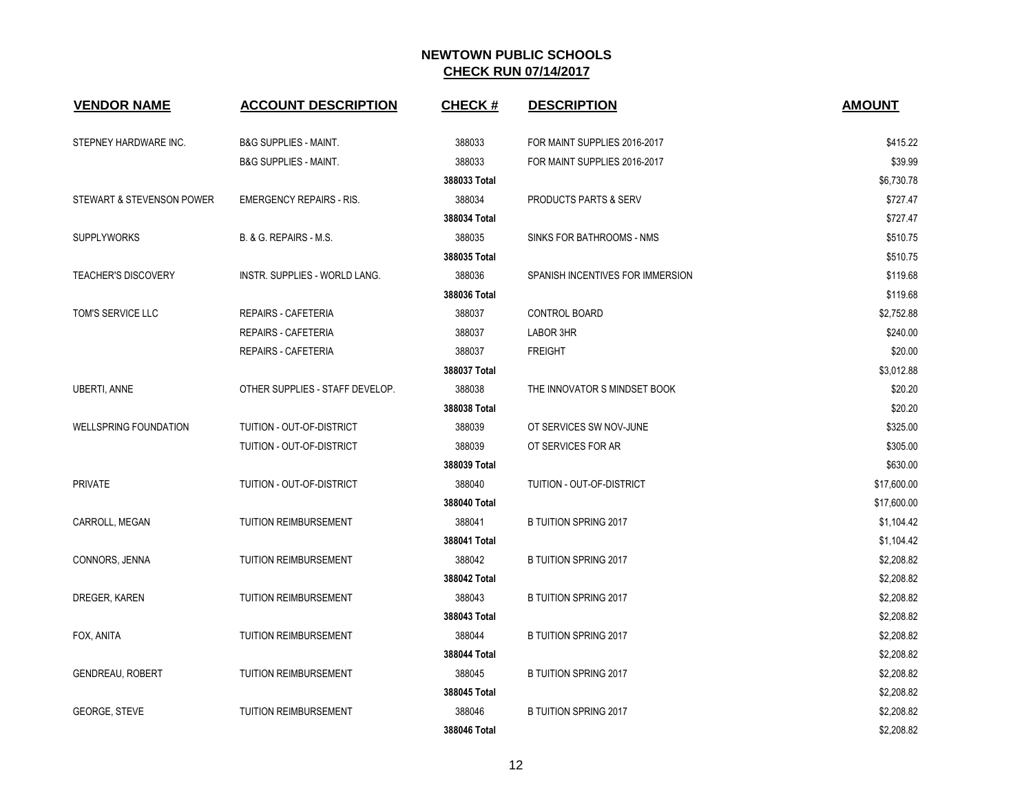**NEWTOWN PUBLIC SCHOOLS**
**CHECK RUN 07/14/2017**

| VENDOR NAME | ACCOUNT DESCRIPTION | CHECK # | DESCRIPTION | AMOUNT |
|---|---|---|---|---|
| STEPNEY HARDWARE INC. | B&G SUPPLIES - MAINT. | 388033 | FOR MAINT SUPPLIES 2016-2017 | $415.22 |
| | B&G SUPPLIES - MAINT. | 388033 | FOR MAINT SUPPLIES 2016-2017 | $39.99 |
| | | **388033 Total** | | $6,730.78 |
| STEWART & STEVENSON POWER | EMERGENCY REPAIRS - RIS. | 388034 | PRODUCTS PARTS & SERV | $727.47 |
| | | **388034 Total** | | $727.47 |
| SUPPLYWORKS | B. & G. REPAIRS - M.S. | 388035 | SINKS FOR BATHROOMS - NMS | $510.75 |
| | | **388035 Total** | | $510.75 |
| TEACHER'S DISCOVERY | INSTR. SUPPLIES - WORLD LANG. | 388036 | SPANISH INCENTIVES FOR IMMERSION | $119.68 |
| | | **388036 Total** | | $119.68 |
| TOM'S SERVICE LLC | REPAIRS - CAFETERIA | 388037 | CONTROL BOARD | $2,752.88 |
| | REPAIRS - CAFETERIA | 388037 | LABOR 3HR | $240.00 |
| | REPAIRS - CAFETERIA | 388037 | FREIGHT | $20.00 |
| | | **388037 Total** | | $3,012.88 |
| UBERTI, ANNE | OTHER SUPPLIES - STAFF DEVELOP. | 388038 | THE INNOVATOR S MINDSET BOOK | $20.20 |
| | | **388038 Total** | | $20.20 |
| WELLSPRING FOUNDATION | TUITION - OUT-OF-DISTRICT | 388039 | OT SERVICES SW NOV-JUNE | $325.00 |
| | TUITION - OUT-OF-DISTRICT | 388039 | OT SERVICES FOR AR | $305.00 |
| | | **388039 Total** | | $630.00 |
| PRIVATE | TUITION - OUT-OF-DISTRICT | 388040 | TUITION - OUT-OF-DISTRICT | $17,600.00 |
| | | **388040 Total** | | $17,600.00 |
| CARROLL, MEGAN | TUITION REIMBURSEMENT | 388041 | B TUITION SPRING 2017 | $1,104.42 |
| | | **388041 Total** | | $1,104.42 |
| CONNORS, JENNA | TUITION REIMBURSEMENT | 388042 | B TUITION SPRING 2017 | $2,208.82 |
| | | **388042 Total** | | $2,208.82 |
| DREGER, KAREN | TUITION REIMBURSEMENT | 388043 | B TUITION SPRING 2017 | $2,208.82 |
| | | **388043 Total** | | $2,208.82 |
| FOX, ANITA | TUITION REIMBURSEMENT | 388044 | B TUITION SPRING 2017 | $2,208.82 |
| | | **388044 Total** | | $2,208.82 |
| GENDREAU, ROBERT | TUITION REIMBURSEMENT | 388045 | B TUITION SPRING 2017 | $2,208.82 |
| | | **388045 Total** | | $2,208.82 |
| GEORGE, STEVE | TUITION REIMBURSEMENT | 388046 | B TUITION SPRING 2017 | $2,208.82 |
| | | **388046 Total** | | $2,208.82 |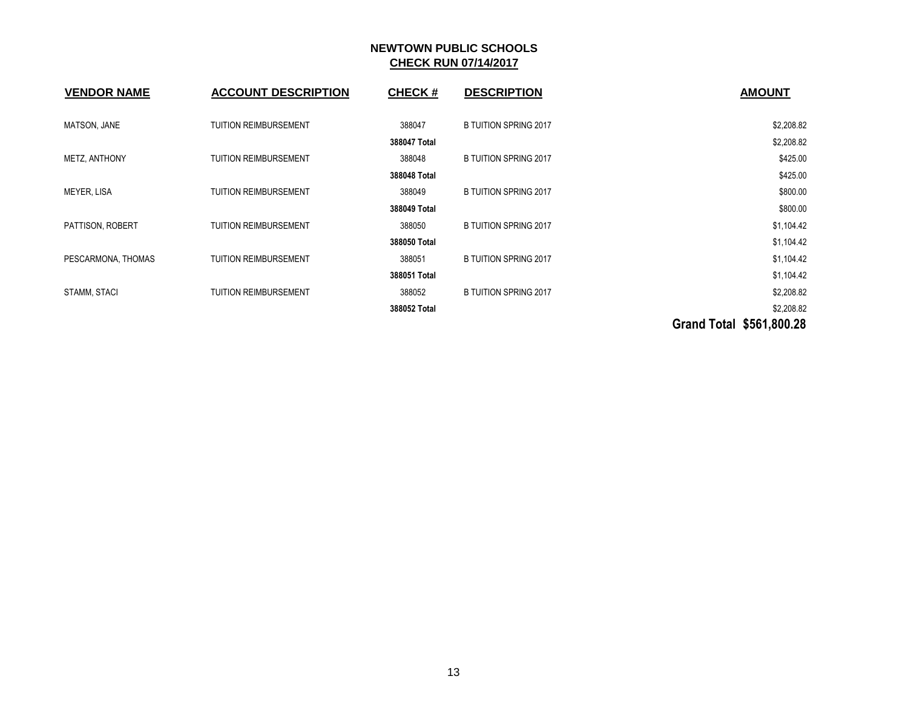**NEWTOWN PUBLIC SCHOOLS**
**CHECK RUN 07/14/2017**

| VENDOR NAME | ACCOUNT DESCRIPTION | CHECK # | DESCRIPTION | AMOUNT |
|---|---|---|---|---|
| MATSON, JANE | TUITION REIMBURSEMENT | 388047 | B TUITION SPRING 2017 | $2,208.82 |
| | | **388047 Total** | | $2,208.82 |
| METZ, ANTHONY | TUITION REIMBURSEMENT | 388048 | B TUITION SPRING 2017 | $425.00 |
| | | **388048 Total** | | $425.00 |
| MEYER, LISA | TUITION REIMBURSEMENT | 388049 | B TUITION SPRING 2017 | $800.00 |
| | | **388049 Total** | | $800.00 |
| PATTISON, ROBERT | TUITION REIMBURSEMENT | 388050 | B TUITION SPRING 2017 | $1,104.42 |
| | | **388050 Total** | | $1,104.42 |
| PESCARMONA, THOMAS | TUITION REIMBURSEMENT | 388051 | B TUITION SPRING 2017 | $1,104.42 |
| | | **388051 Total** | | $1,104.42 |
| STAMM, STACI | TUITION REIMBURSEMENT | 388052 | B TUITION SPRING 2017 | $2,208.82 |
| | | **388052 Total** | | $2,208.82 |
| | | | **Grand Total** | **$561,800.28** |